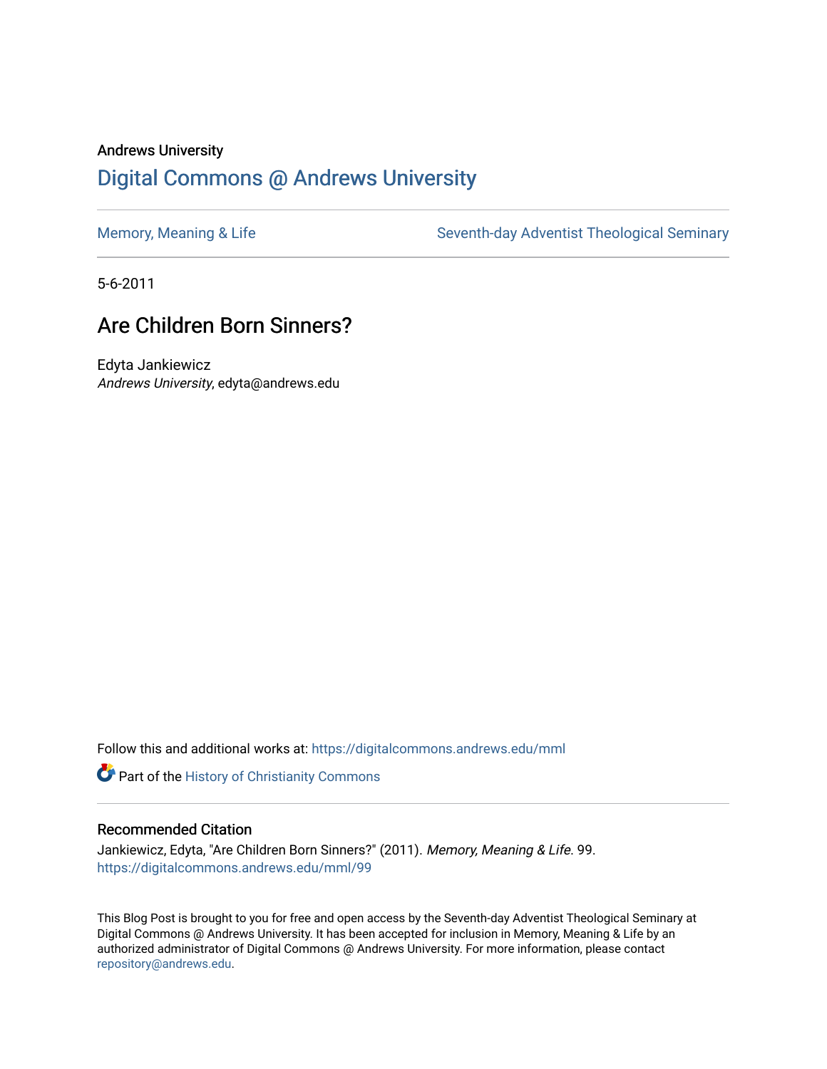Andrews University

# Digital Commons @ Andrews University

Memory, Meaning & Life

Seventh-day Adventist Theological Seminary

5-6-2011

## Are Children Born Sinners?

Edyta Jankiewicz
*Andrews University*, edyta@andrews.edu

Follow this and additional works at: https://digitalcommons.andrews.edu/mml

Part of the History of Christianity Commons

### Recommended Citation

Jankiewicz, Edyta, "Are Children Born Sinners?" (2011). *Memory, Meaning & Life*. 99.
https://digitalcommons.andrews.edu/mml/99

This Blog Post is brought to you for free and open access by the Seventh-day Adventist Theological Seminary at Digital Commons @ Andrews University. It has been accepted for inclusion in Memory, Meaning & Life by an authorized administrator of Digital Commons @ Andrews University. For more information, please contact repository@andrews.edu.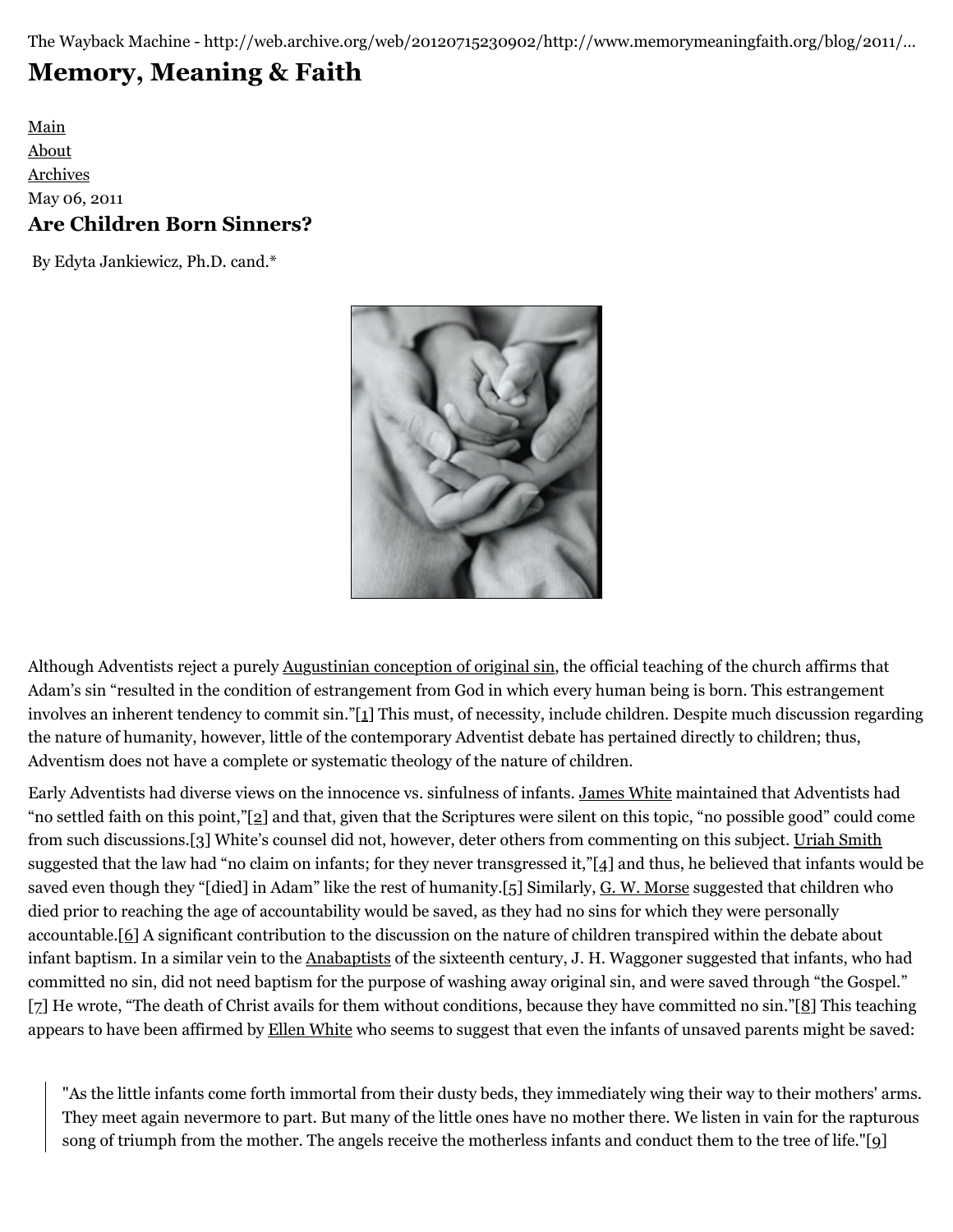# Memory, Meaning & Faith

Main
About
Archives
May 06, 2011

## Are Children Born Sinners?

By Edyta Jankiewicz, Ph.D. cand.*

Although Adventists reject a purely Augustinian conception of original sin, the official teaching of the church affirms that Adam's sin "resulted in the condition of estrangement from God in which every human being is born. This estrangement involves an inherent tendency to commit sin."[1] This must, of necessity, include children. Despite much discussion regarding the nature of humanity, however, little of the contemporary Adventist debate has pertained directly to children; thus, Adventism does not have a complete or systematic theology of the nature of children.

Early Adventists had diverse views on the innocence vs. sinfulness of infants. James White maintained that Adventists had "no settled faith on this point,"[2] and that, given that the Scriptures were silent on this topic, "no possible good" could come from such discussions.[3] White's counsel did not, however, deter others from commenting on this subject. Uriah Smith suggested that the law had "no claim on infants; for they never transgressed it,"[4] and thus, he believed that infants would be saved even though they "[died] in Adam" like the rest of humanity.[5] Similarly, G. W. Morse suggested that children who died prior to reaching the age of accountability would be saved, as they had no sins for which they were personally accountable.[6] A significant contribution to the discussion on the nature of children transpired within the debate about infant baptism. In a similar vein to the Anabaptists of the sixteenth century, J. H. Waggoner suggested that infants, who had committed no sin, did not need baptism for the purpose of washing away original sin, and were saved through "the Gospel."[7] He wrote, "The death of Christ avails for them without conditions, because they have committed no sin."[8] This teaching appears to have been affirmed by Ellen White who seems to suggest that even the infants of unsaved parents might be saved:

> "As the little infants come forth immortal from their dusty beds, they immediately wing their way to their mothers' arms. They meet again nevermore to part. But many of the little ones have no mother there. We listen in vain for the rapturous song of triumph from the mother. The angels receive the motherless infants and conduct them to the tree of life."[9]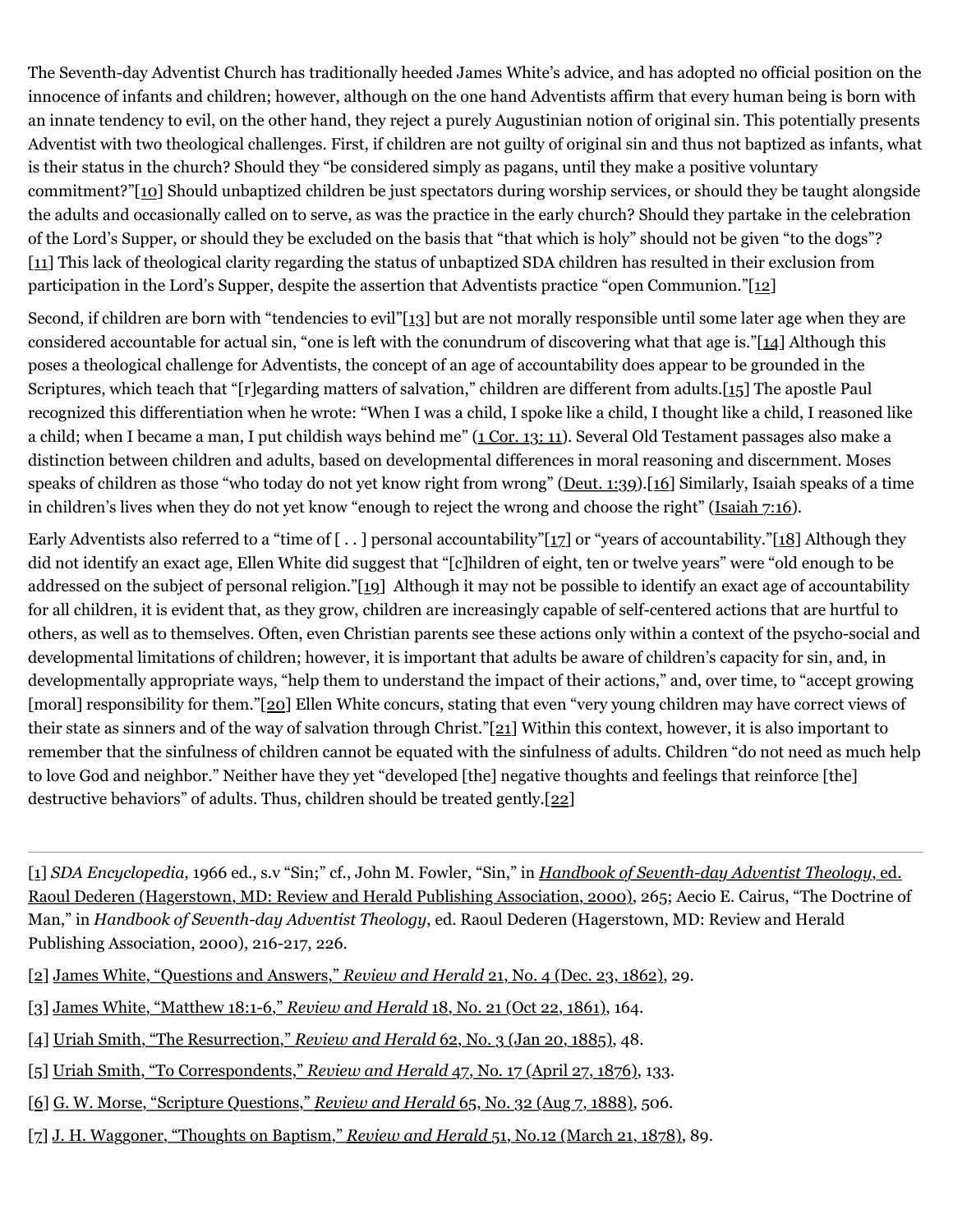The Seventh-day Adventist Church has traditionally heeded James White's advice, and has adopted no official position on the innocence of infants and children; however, although on the one hand Adventists affirm that every human being is born with an innate tendency to evil, on the other hand, they reject a purely Augustinian notion of original sin. This potentially presents Adventist with two theological challenges. First, if children are not guilty of original sin and thus not baptized as infants, what is their status in the church? Should they "be considered simply as pagans, until they make a positive voluntary commitment?"[10] Should unbaptized children be just spectators during worship services, or should they be taught alongside the adults and occasionally called on to serve, as was the practice in the early church? Should they partake in the celebration of the Lord's Supper, or should they be excluded on the basis that "that which is holy" should not be given "to the dogs"?[11] This lack of theological clarity regarding the status of unbaptized SDA children has resulted in their exclusion from participation in the Lord's Supper, despite the assertion that Adventists practice "open Communion."[12]

Second, if children are born with "tendencies to evil"[13] but are not morally responsible until some later age when they are considered accountable for actual sin, "one is left with the conundrum of discovering what that age is."[14] Although this poses a theological challenge for Adventists, the concept of an age of accountability does appear to be grounded in the Scriptures, which teach that "[r]egarding matters of salvation," children are different from adults.[15] The apostle Paul recognized this differentiation when he wrote: "When I was a child, I spoke like a child, I thought like a child, I reasoned like a child; when I became a man, I put childish ways behind me" (1 Cor. 13: 11). Several Old Testament passages also make a distinction between children and adults, based on developmental differences in moral reasoning and discernment. Moses speaks of children as those "who today do not yet know right from wrong" (Deut. 1:39).[16] Similarly, Isaiah speaks of a time in children's lives when they do not yet know "enough to reject the wrong and choose the right" (Isaiah 7:16).

Early Adventists also referred to a "time of [ . . ] personal accountability"[17] or "years of accountability."[18] Although they did not identify an exact age, Ellen White did suggest that "[c]hildren of eight, ten or twelve years" were "old enough to be addressed on the subject of personal religion."[19] Although it may not be possible to identify an exact age of accountability for all children, it is evident that, as they grow, children are increasingly capable of self-centered actions that are hurtful to others, as well as to themselves. Often, even Christian parents see these actions only within a context of the psycho-social and developmental limitations of children; however, it is important that adults be aware of children's capacity for sin, and, in developmentally appropriate ways, "help them to understand the impact of their actions," and, over time, to "accept growing [moral] responsibility for them."[20] Ellen White concurs, stating that even "very young children may have correct views of their state as sinners and of the way of salvation through Christ."[21] Within this context, however, it is also important to remember that the sinfulness of children cannot be equated with the sinfulness of adults. Children "do not need as much help to love God and neighbor." Neither have they yet "developed [the] negative thoughts and feelings that reinforce [the] destructive behaviors" of adults. Thus, children should be treated gently.[22]

---

[1] *SDA Encyclopedia,* 1966 ed., s.v "Sin;" cf., John M. Fowler, "Sin," in *Handbook of Seventh-day Adventist Theology*, ed. Raoul Dederen (Hagerstown, MD: Review and Herald Publishing Association, 2000), 265; Aecio E. Cairus, "The Doctrine of Man," in *Handbook of Seventh-day Adventist Theology*, ed. Raoul Dederen (Hagerstown, MD: Review and Herald Publishing Association, 2000), 216-217, 226.

[2] James White, "Questions and Answers," *Review and Herald* 21, No. 4 (Dec. 23, 1862), 29.

[3] James White, "Matthew 18:1-6," *Review and Herald* 18, No. 21 (Oct 22, 1861), 164.

[4] Uriah Smith, "The Resurrection," *Review and Herald* 62, No. 3 (Jan 20, 1885), 48.

[5] Uriah Smith, "To Correspondents," *Review and Herald* 47, No. 17 (April 27, 1876), 133.

[6] G. W. Morse, "Scripture Questions," *Review and Herald* 65, No. 32 (Aug 7, 1888), 506.

[7] J. H. Waggoner, "Thoughts on Baptism," *Review and Herald* 51, No.12 (March 21, 1878), 89.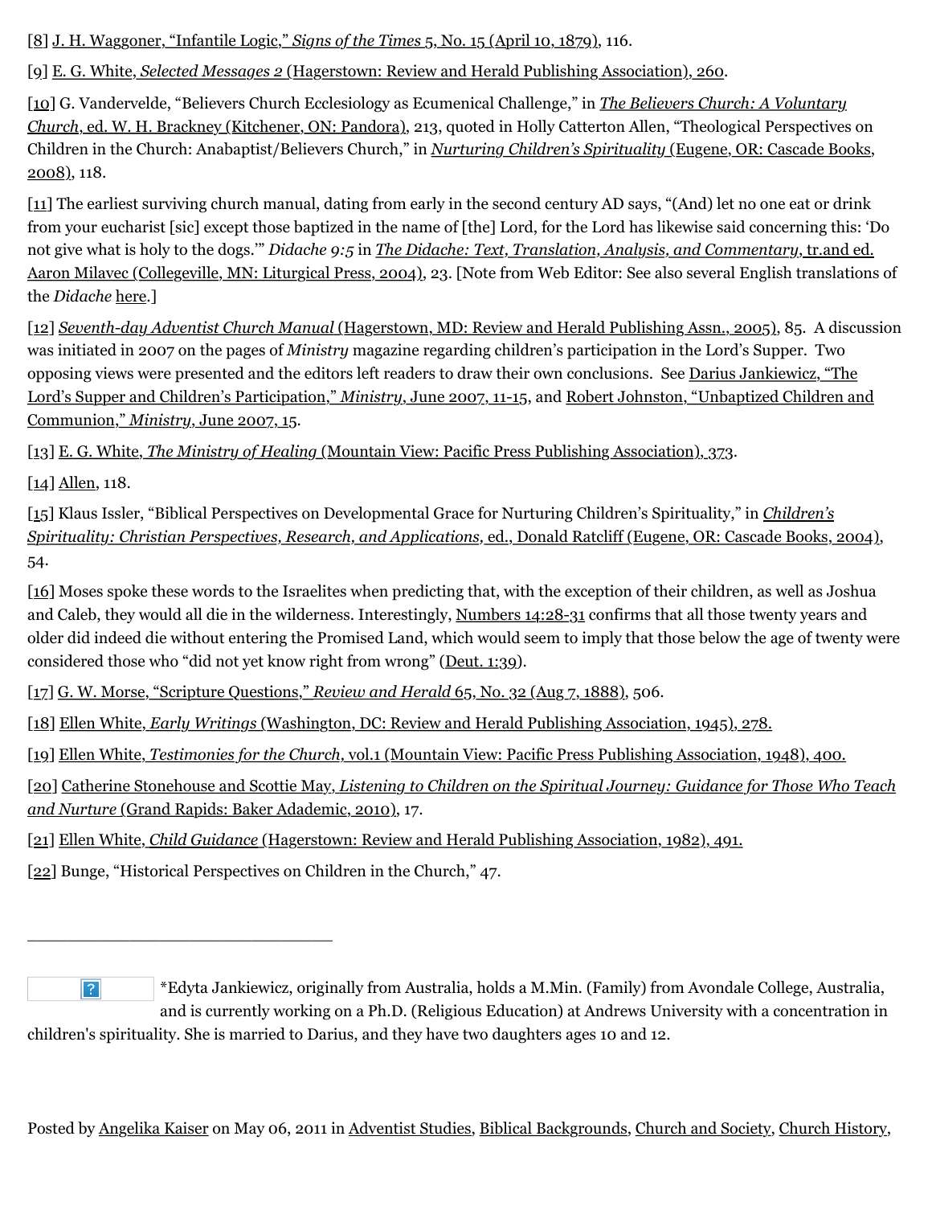[8] J. H. Waggoner, "Infantile Logic," *Signs of the Times* 5, No. 15 (April 10, 1879), 116.

[9] E. G. White, *Selected Messages 2* (Hagerstown: Review and Herald Publishing Association), 260.

[10] G. Vandervelde, "Believers Church Ecclesiology as Ecumenical Challenge," in *The Believers Church: A Voluntary Church*, ed. W. H. Brackney (Kitchener, ON: Pandora), 213, quoted in Holly Catterton Allen, "Theological Perspectives on Children in the Church: Anabaptist/Believers Church," in *Nurturing Children's Spirituality* (Eugene, OR: Cascade Books, 2008), 118.

[11] The earliest surviving church manual, dating from early in the second century AD says, "(And) let no one eat or drink from your eucharist [sic] except those baptized in the name of [the] Lord, for the Lord has likewise said concerning this: 'Do not give what is holy to the dogs.'" *Didache 9:5* in *The Didache: Text, Translation, Analysis, and Commentary*, tr.and ed. Aaron Milavec (Collegeville, MN: Liturgical Press, 2004), 23. [Note from Web Editor: See also several English translations of the *Didache* here.]

[12] *Seventh-day Adventist Church Manual* (Hagerstown, MD: Review and Herald Publishing Assn., 2005), 85. A discussion was initiated in 2007 on the pages of *Ministry* magazine regarding children's participation in the Lord's Supper. Two opposing views were presented and the editors left readers to draw their own conclusions. See Darius Jankiewicz, "The Lord's Supper and Children's Participation," *Ministry*, June 2007, 11-15, and Robert Johnston, "Unbaptized Children and Communion," *Ministry*, June 2007, 15.

[13] E. G. White, *The Ministry of Healing* (Mountain View: Pacific Press Publishing Association), 373.

[14] Allen, 118.

[15] Klaus Issler, "Biblical Perspectives on Developmental Grace for Nurturing Children's Spirituality," in *Children's Spirituality: Christian Perspectives, Research, and Applications*, ed., Donald Ratcliff (Eugene, OR: Cascade Books, 2004), 54.

[16] Moses spoke these words to the Israelites when predicting that, with the exception of their children, as well as Joshua and Caleb, they would all die in the wilderness. Interestingly, Numbers 14:28-31 confirms that all those twenty years and older did indeed die without entering the Promised Land, which would seem to imply that those below the age of twenty were considered those who "did not yet know right from wrong" (Deut. 1:39).

[17] G. W. Morse, "Scripture Questions," *Review and Herald* 65, No. 32 (Aug 7, 1888), 506.

[18] Ellen White, *Early Writings* (Washington, DC: Review and Herald Publishing Association, 1945), 278.

[19] Ellen White, *Testimonies for the Church*, vol.1 (Mountain View: Pacific Press Publishing Association, 1948), 400.

[20] Catherine Stonehouse and Scottie May, *Listening to Children on the Spiritual Journey: Guidance for Those Who Teach and Nurture* (Grand Rapids: Baker Academic, 2010), 17.

[21] Ellen White, *Child Guidance* (Hagerstown: Review and Herald Publishing Association, 1982), 491.

[22] Bunge, "Historical Perspectives on Children in the Church," 47.

---

*Edyta Jankiewicz, originally from Australia, holds a M.Min. (Family) from Avondale College, Australia, and is currently working on a Ph.D. (Religious Education) at Andrews University with a concentration in children's spirituality. She is married to Darius, and they have two daughters ages 10 and 12.

Posted by Angelika Kaiser on May 06, 2011 in Adventist Studies, Biblical Backgrounds, Church and Society, Church History,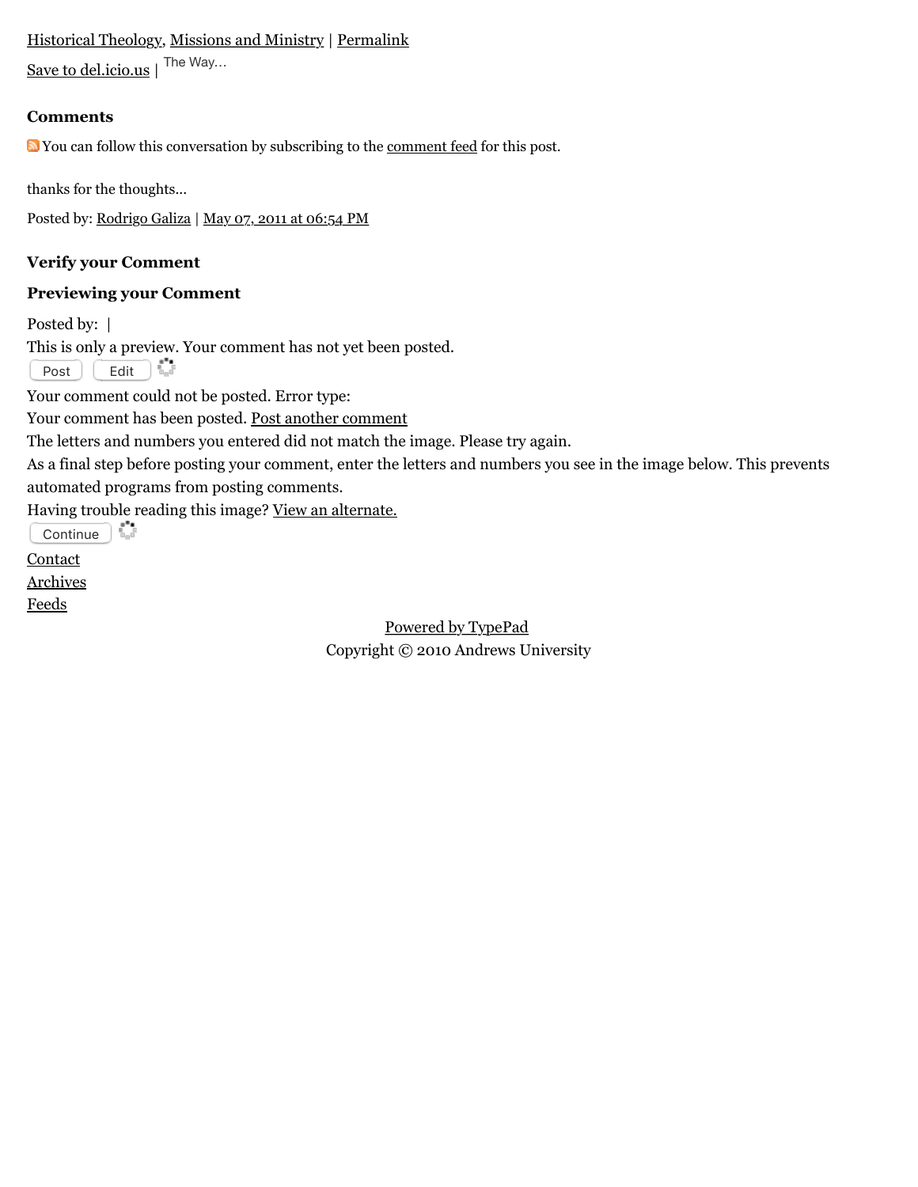Historical Theology, Missions and Ministry | Permalink

Save to del.icio.us | The Way...

### Comments

You can follow this conversation by subscribing to the comment feed for this post.

thanks for the thoughts...

Posted by: Rodrigo Galiza | May 07, 2011 at 06:54 PM

### Verify your Comment

### Previewing your Comment

Posted by: |

This is only a preview. Your comment has not yet been posted.

Post Edit

Your comment could not be posted. Error type:

Your comment has been posted. Post another comment

The letters and numbers you entered did not match the image. Please try again.

As a final step before posting your comment, enter the letters and numbers you see in the image below. This prevents automated programs from posting comments.

Having trouble reading this image? View an alternate.

Continue

Contact

Archives

Feeds

Powered by TypePad

Copyright © 2010 Andrews University